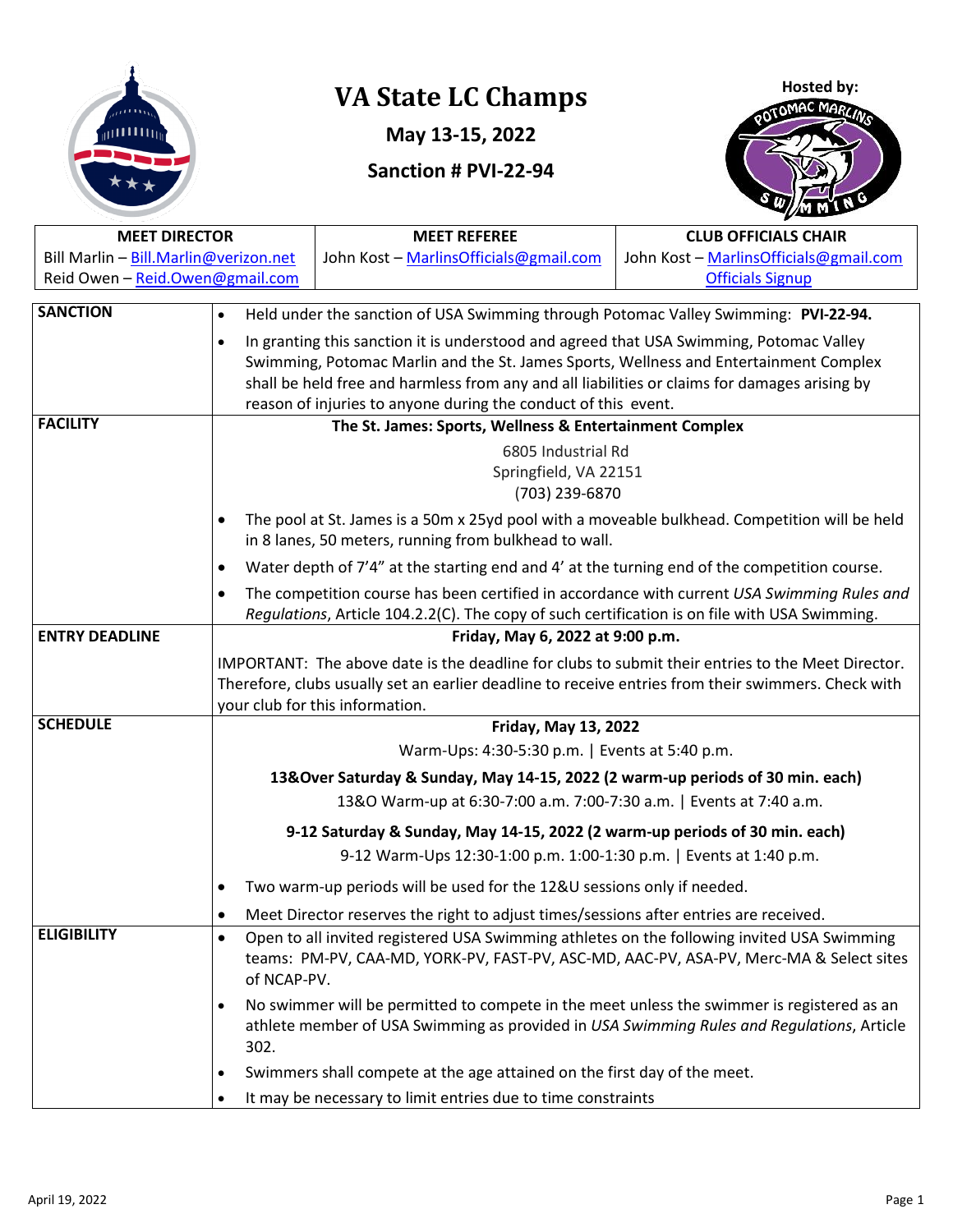# VA State LC Champs

**May 13-15, 2022**

**Sanction # PVI-22-94**

**Hosted by:**

| MEET DIRECTOR | MEET REFEREE | CLUB OFFICIALS CHAIR |
|---|---|---|
| Bill Marlin – Bill.Marlin@verizon.net<br>Reid Owen – Reid.Owen@gmail.com | John Kost – MarlinsOfficials@gmail.com | John Kost – MarlinsOfficials@gmail.com<br>Officials Signup |

| | |
|---|---|
| **SANCTION** | • Held under the sanction of USA Swimming through Potomac Valley Swimming: **PVI-22-94.**<br>• In granting this sanction it is understood and agreed that USA Swimming, Potomac Valley Swimming, Potomac Marlin and the St. James Sports, Wellness and Entertainment Complex shall be held free and harmless from any and all liabilities or claims for damages arising by reason of injuries to anyone during the conduct of this event. |
| **FACILITY** | **The St. James: Sports, Wellness & Entertainment Complex**<br>6805 Industrial Rd<br>Springfield, VA 22151<br>(703) 239-6870<br>• The pool at St. James is a 50m x 25yd pool with a moveable bulkhead. Competition will be held in 8 lanes, 50 meters, running from bulkhead to wall.<br>• Water depth of 7'4" at the starting end and 4' at the turning end of the competition course.<br>• The competition course has been certified in accordance with current *USA Swimming Rules and Regulations*, Article 104.2.2(C). The copy of such certification is on file with USA Swimming. |
| **ENTRY DEADLINE** | **Friday, May 6, 2022 at 9:00 p.m.**<br>IMPORTANT: The above date is the deadline for clubs to submit their entries to the Meet Director. Therefore, clubs usually set an earlier deadline to receive entries from their swimmers. Check with your club for this information. |
| **SCHEDULE** | **Friday, May 13, 2022**<br>Warm-Ups: 4:30-5:30 p.m. \| Events at 5:40 p.m.<br>**13&Over Saturday & Sunday, May 14-15, 2022 (2 warm-up periods of 30 min. each)**<br>13&O Warm-up at 6:30-7:00 a.m. 7:00-7:30 a.m. \| Events at 7:40 a.m.<br>**9-12 Saturday & Sunday, May 14-15, 2022 (2 warm-up periods of 30 min. each)**<br>9-12 Warm-Ups 12:30-1:00 p.m. 1:00-1:30 p.m. \| Events at 1:40 p.m.<br>• Two warm-up periods will be used for the 12&U sessions only if needed.<br>• Meet Director reserves the right to adjust times/sessions after entries are received. |
| **ELIGIBILITY** | • Open to all invited registered USA Swimming athletes on the following invited USA Swimming teams: PM-PV, CAA-MD, YORK-PV, FAST-PV, ASC-MD, AAC-PV, ASA-PV, Merc-MA & Select sites of NCAP-PV.<br>• No swimmer will be permitted to compete in the meet unless the swimmer is registered as an athlete member of USA Swimming as provided in *USA Swimming Rules and Regulations*, Article 302.<br>• Swimmers shall compete at the age attained on the first day of the meet.<br>• It may be necessary to limit entries due to time constraints |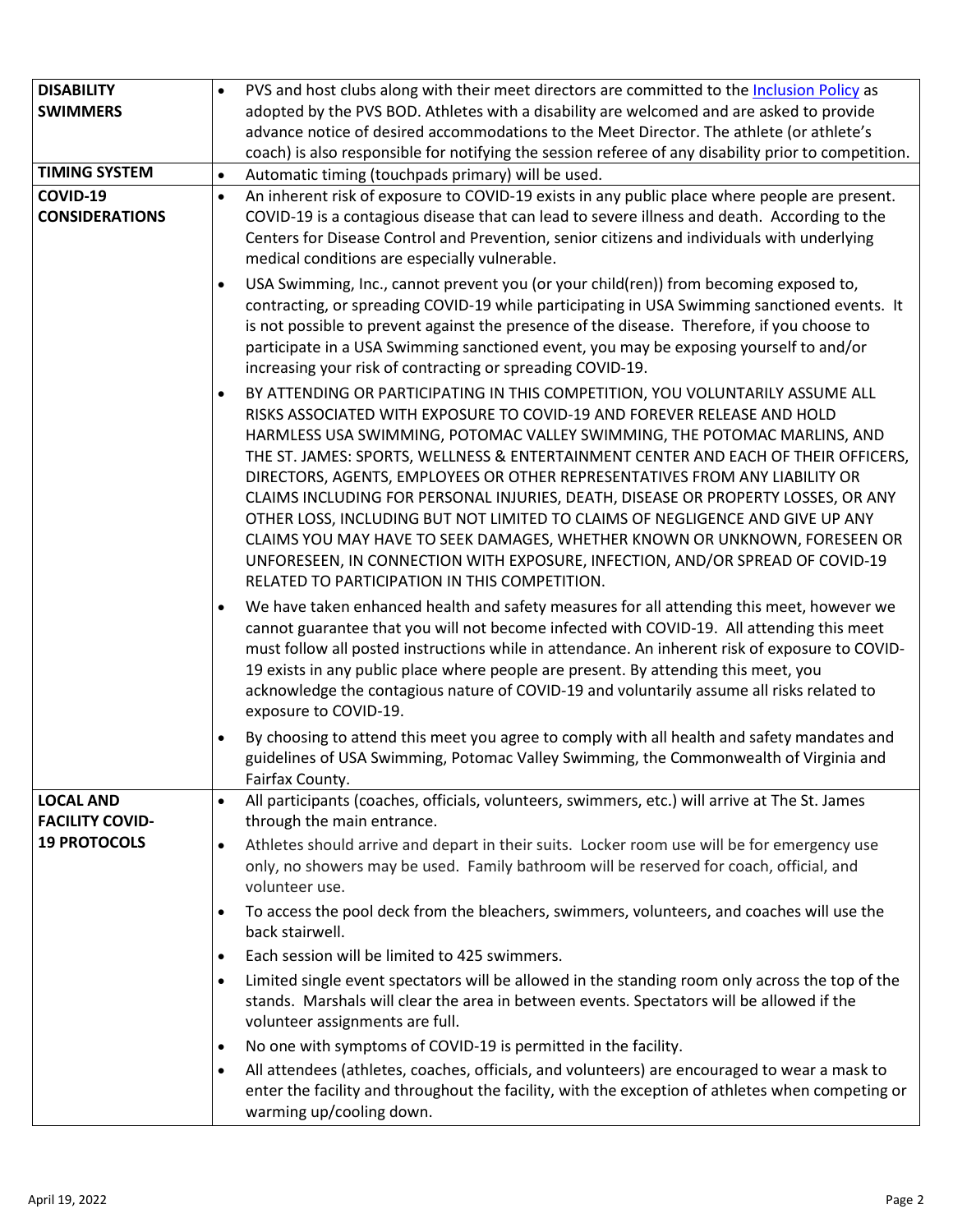| | |
|---|---|
| **DISABILITY SWIMMERS** | • PVS and host clubs along with their meet directors are committed to the [Inclusion Policy](#) as adopted by the PVS BOD. Athletes with a disability are welcomed and are asked to provide advance notice of desired accommodations to the Meet Director. The athlete (or athlete's coach) is also responsible for notifying the session referee of any disability prior to competition. |
| **TIMING SYSTEM** | • Automatic timing (touchpads primary) will be used. |
| **COVID-19 CONSIDERATIONS** | • An inherent risk of exposure to COVID-19 exists in any public place where people are present. COVID-19 is a contagious disease that can lead to severe illness and death. According to the Centers for Disease Control and Prevention, senior citizens and individuals with underlying medical conditions are especially vulnerable.<br>• USA Swimming, Inc., cannot prevent you (or your child(ren)) from becoming exposed to, contracting, or spreading COVID-19 while participating in USA Swimming sanctioned events. It is not possible to prevent against the presence of the disease. Therefore, if you choose to participate in a USA Swimming sanctioned event, you may be exposing yourself to and/or increasing your risk of contracting or spreading COVID-19.<br>• BY ATTENDING OR PARTICIPATING IN THIS COMPETITION, YOU VOLUNTARILY ASSUME ALL RISKS ASSOCIATED WITH EXPOSURE TO COVID-19 AND FOREVER RELEASE AND HOLD HARMLESS USA SWIMMING, POTOMAC VALLEY SWIMMING, THE POTOMAC MARLINS, AND THE ST. JAMES: SPORTS, WELLNESS & ENTERTAINMENT CENTER AND EACH OF THEIR OFFICERS, DIRECTORS, AGENTS, EMPLOYEES OR OTHER REPRESENTATIVES FROM ANY LIABILITY OR CLAIMS INCLUDING FOR PERSONAL INJURIES, DEATH, DISEASE OR PROPERTY LOSSES, OR ANY OTHER LOSS, INCLUDING BUT NOT LIMITED TO CLAIMS OF NEGLIGENCE AND GIVE UP ANY CLAIMS YOU MAY HAVE TO SEEK DAMAGES, WHETHER KNOWN OR UNKNOWN, FORESEEN OR UNFORESEEN, IN CONNECTION WITH EXPOSURE, INFECTION, AND/OR SPREAD OF COVID-19 RELATED TO PARTICIPATION IN THIS COMPETITION.<br>• We have taken enhanced health and safety measures for all attending this meet, however we cannot guarantee that you will not become infected with COVID-19. All attending this meet must follow all posted instructions while in attendance. An inherent risk of exposure to COVID-19 exists in any public place where people are present. By attending this meet, you acknowledge the contagious nature of COVID-19 and voluntarily assume all risks related to exposure to COVID-19.<br>• By choosing to attend this meet you agree to comply with all health and safety mandates and guidelines of USA Swimming, Potomac Valley Swimming, the Commonwealth of Virginia and Fairfax County. |
| **LOCAL AND FACILITY COVID-19 PROTOCOLS** | • All participants (coaches, officials, volunteers, swimmers, etc.) will arrive at The St. James through the main entrance.<br>• Athletes should arrive and depart in their suits. Locker room use will be for emergency use only, no showers may be used. Family bathroom will be reserved for coach, official, and volunteer use.<br>• To access the pool deck from the bleachers, swimmers, volunteers, and coaches will use the back stairwell.<br>• Each session will be limited to 425 swimmers.<br>• Limited single event spectators will be allowed in the standing room only across the top of the stands. Marshals will clear the area in between events. Spectators will be allowed if the volunteer assignments are full.<br>• No one with symptoms of COVID-19 is permitted in the facility.<br>• All attendees (athletes, coaches, officials, and volunteers) are encouraged to wear a mask to enter the facility and throughout the facility, with the exception of athletes when competing or warming up/cooling down. |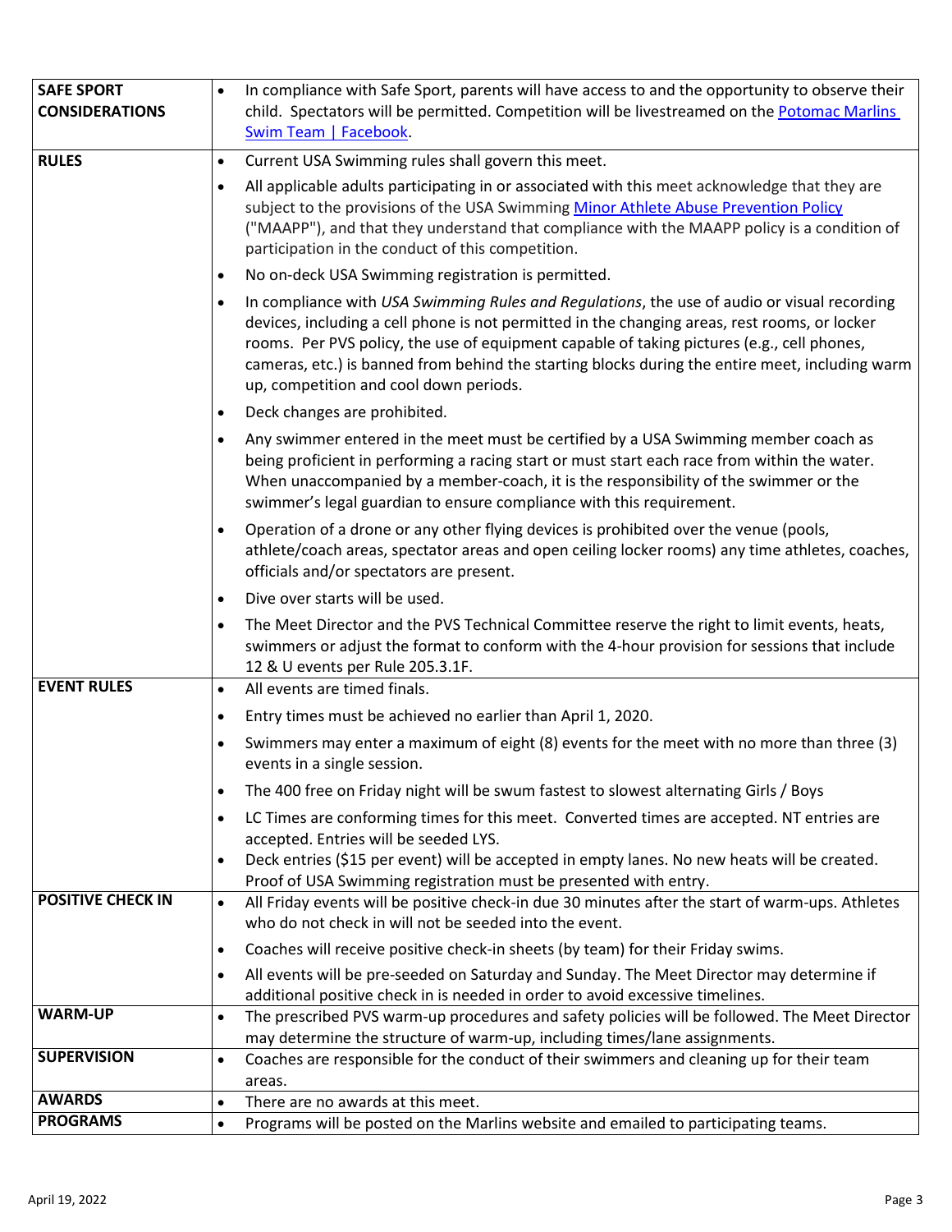| | |
|---|---|
| **SAFE SPORT CONSIDERATIONS** | • In compliance with Safe Sport, parents will have access to and the opportunity to observe their child. Spectators will be permitted. Competition will be livestreamed on the Potomac Marlins Swim Team \| Facebook. |
| **RULES** | • Current USA Swimming rules shall govern this meet.<br>• All applicable adults participating in or associated with this meet acknowledge that they are subject to the provisions of the USA Swimming Minor Athlete Abuse Prevention Policy ("MAAPP"), and that they understand that compliance with the MAAPP policy is a condition of participation in the conduct of this competition.<br>• No on-deck USA Swimming registration is permitted.<br>• In compliance with *USA Swimming Rules and Regulations*, the use of audio or visual recording devices, including a cell phone is not permitted in the changing areas, rest rooms, or locker rooms. Per PVS policy, the use of equipment capable of taking pictures (e.g., cell phones, cameras, etc.) is banned from behind the starting blocks during the entire meet, including warm up, competition and cool down periods.<br>• Deck changes are prohibited.<br>• Any swimmer entered in the meet must be certified by a USA Swimming member coach as being proficient in performing a racing start or must start each race from within the water. When unaccompanied by a member-coach, it is the responsibility of the swimmer or the swimmer's legal guardian to ensure compliance with this requirement.<br>• Operation of a drone or any other flying devices is prohibited over the venue (pools, athlete/coach areas, spectator areas and open ceiling locker rooms) any time athletes, coaches, officials and/or spectators are present.<br>• Dive over starts will be used.<br>• The Meet Director and the PVS Technical Committee reserve the right to limit events, heats, swimmers or adjust the format to conform with the 4-hour provision for sessions that include 12 & U events per Rule 205.3.1F. |
| **EVENT RULES** | • All events are timed finals.<br>• Entry times must be achieved no earlier than April 1, 2020.<br>• Swimmers may enter a maximum of eight (8) events for the meet with no more than three (3) events in a single session.<br>• The 400 free on Friday night will be swum fastest to slowest alternating Girls / Boys<br>• LC Times are conforming times for this meet. Converted times are accepted. NT entries are accepted. Entries will be seeded LYS.<br>• Deck entries ($15 per event) will be accepted in empty lanes. No new heats will be created. Proof of USA Swimming registration must be presented with entry. |
| **POSITIVE CHECK IN** | • All Friday events will be positive check-in due 30 minutes after the start of warm-ups. Athletes who do not check in will not be seeded into the event.<br>• Coaches will receive positive check-in sheets (by team) for their Friday swims.<br>• All events will be pre-seeded on Saturday and Sunday. The Meet Director may determine if additional positive check in is needed in order to avoid excessive timelines. |
| **WARM-UP** | • The prescribed PVS warm-up procedures and safety policies will be followed. The Meet Director may determine the structure of warm-up, including times/lane assignments. |
| **SUPERVISION** | • Coaches are responsible for the conduct of their swimmers and cleaning up for their team areas. |
| **AWARDS** | • There are no awards at this meet. |
| **PROGRAMS** | • Programs will be posted on the Marlins website and emailed to participating teams. |

April 19, 2022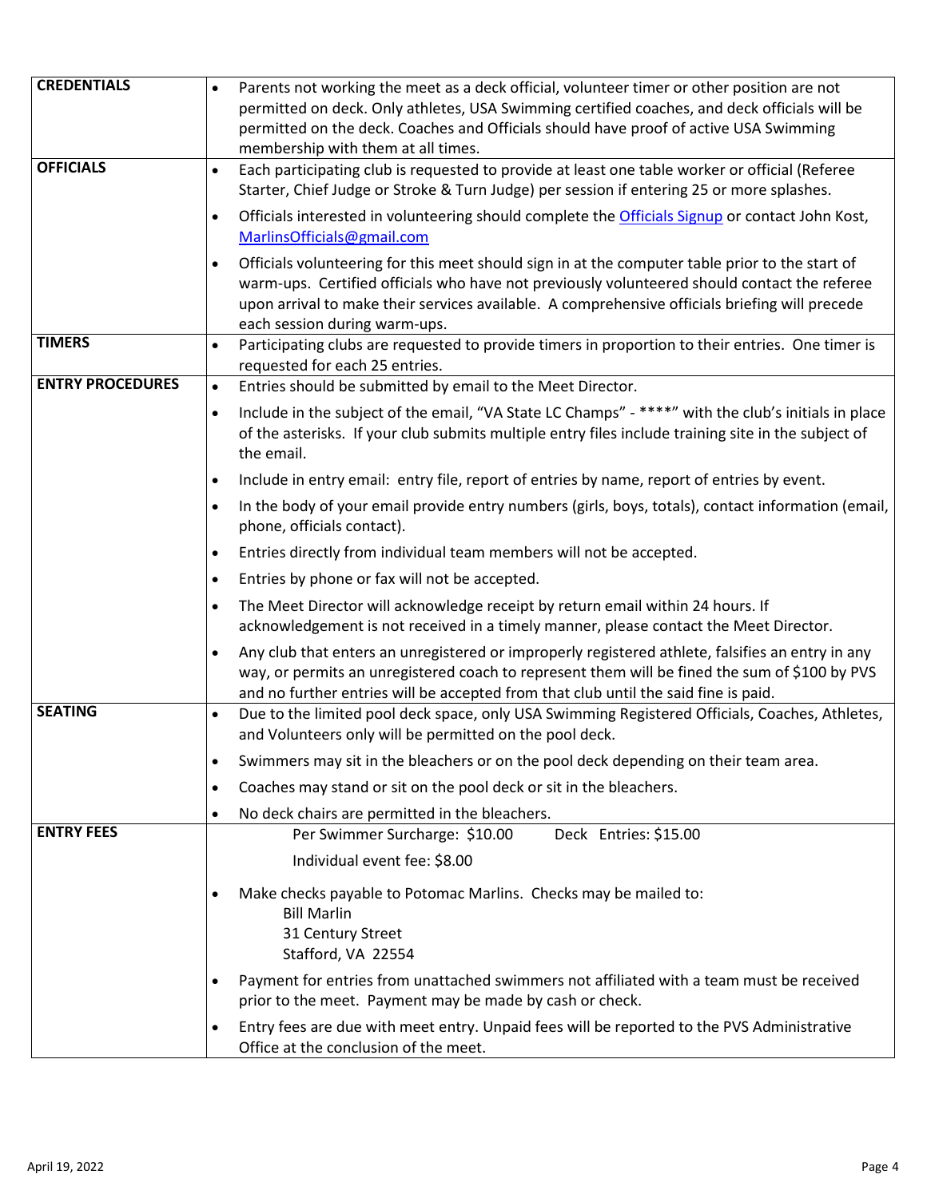| | |
|---|---|
| **CREDENTIALS** | • Parents not working the meet as a deck official, volunteer timer or other position are not permitted on deck. Only athletes, USA Swimming certified coaches, and deck officials will be permitted on the deck. Coaches and Officials should have proof of active USA Swimming membership with them at all times. |
| **OFFICIALS** | • Each participating club is requested to provide at least one table worker or official (Referee Starter, Chief Judge or Stroke & Turn Judge) per session if entering 25 or more splashes.<br>• Officials interested in volunteering should complete the [Officials Signup](#) or contact John Kost, [MarlinsOfficials@gmail.com](mailto:MarlinsOfficials@gmail.com)<br>• Officials volunteering for this meet should sign in at the computer table prior to the start of warm-ups. Certified officials who have not previously volunteered should contact the referee upon arrival to make their services available. A comprehensive officials briefing will precede each session during warm-ups. |
| **TIMERS** | • Participating clubs are requested to provide timers in proportion to their entries. One timer is requested for each 25 entries. |
| **ENTRY PROCEDURES** | • Entries should be submitted by email to the Meet Director.<br>• Include in the subject of the email, "VA State LC Champs" - ****" with the club's initials in place of the asterisks. If your club submits multiple entry files include training site in the subject of the email.<br>• Include in entry email: entry file, report of entries by name, report of entries by event.<br>• In the body of your email provide entry numbers (girls, boys, totals), contact information (email, phone, officials contact).<br>• Entries directly from individual team members will not be accepted.<br>• Entries by phone or fax will not be accepted.<br>• The Meet Director will acknowledge receipt by return email within 24 hours. If acknowledgement is not received in a timely manner, please contact the Meet Director.<br>• Any club that enters an unregistered or improperly registered athlete, falsifies an entry in any way, or permits an unregistered coach to represent them will be fined the sum of $100 by PVS and no further entries will be accepted from that club until the said fine is paid. |
| **SEATING** | • Due to the limited pool deck space, only USA Swimming Registered Officials, Coaches, Athletes, and Volunteers only will be permitted on the pool deck.<br>• Swimmers may sit in the bleachers or on the pool deck depending on their team area.<br>• Coaches may stand or sit on the pool deck or sit in the bleachers.<br>• No deck chairs are permitted in the bleachers. |
| **ENTRY FEES** | Per Swimmer Surcharge: $10.00 &nbsp;&nbsp;&nbsp; Deck Entries: $15.00<br>Individual event fee: $8.00<br>• Make checks payable to Potomac Marlins. Checks may be mailed to:<br>Bill Marlin<br>31 Century Street<br>Stafford, VA 22554<br>• Payment for entries from unattached swimmers not affiliated with a team must be received prior to the meet. Payment may be made by cash or check.<br>• Entry fees are due with meet entry. Unpaid fees will be reported to the PVS Administrative Office at the conclusion of the meet. |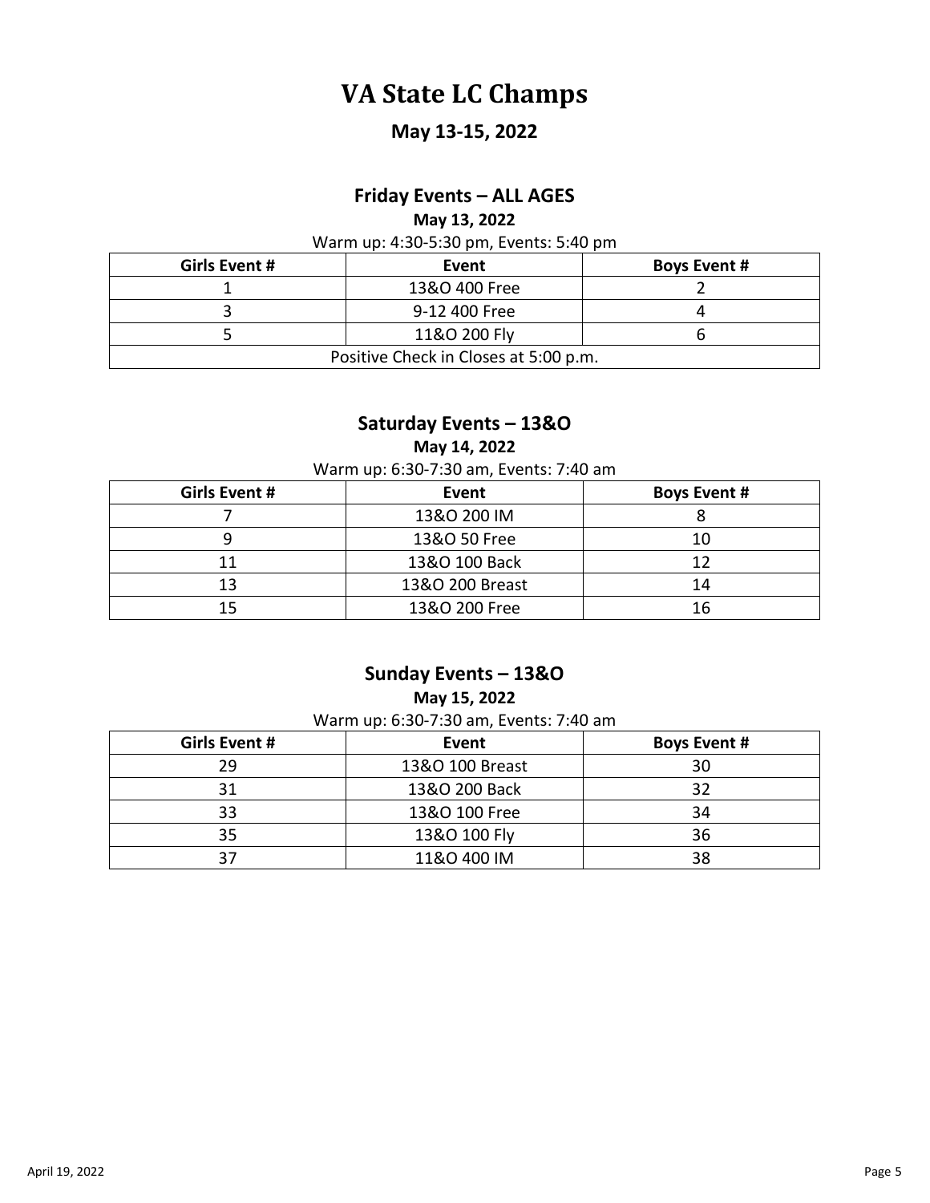# VA State LC Champs

## May 13-15, 2022

### Friday Events – ALL AGES

**May 13, 2022**

Warm up: 4:30-5:30 pm, Events: 5:40 pm

| Girls Event # | Event | Boys Event # |
|---|---|---|
| 1 | 13&O 400 Free | 2 |
| 3 | 9-12 400 Free | 4 |
| 5 | 11&O 200 Fly | 6 |
| Positive Check in Closes at 5:00 p.m. | | |

### Saturday Events – 13&O

**May 14, 2022**

Warm up: 6:30-7:30 am, Events: 7:40 am

| Girls Event # | Event | Boys Event # |
|---|---|---|
| 7 | 13&O 200 IM | 8 |
| 9 | 13&O 50 Free | 10 |
| 11 | 13&O 100 Back | 12 |
| 13 | 13&O 200 Breast | 14 |
| 15 | 13&O 200 Free | 16 |

### Sunday Events – 13&O

**May 15, 2022**

Warm up: 6:30-7:30 am, Events: 7:40 am

| Girls Event # | Event | Boys Event # |
|---|---|---|
| 29 | 13&O 100 Breast | 30 |
| 31 | 13&O 200 Back | 32 |
| 33 | 13&O 100 Free | 34 |
| 35 | 13&O 100 Fly | 36 |
| 37 | 11&O 400 IM | 38 |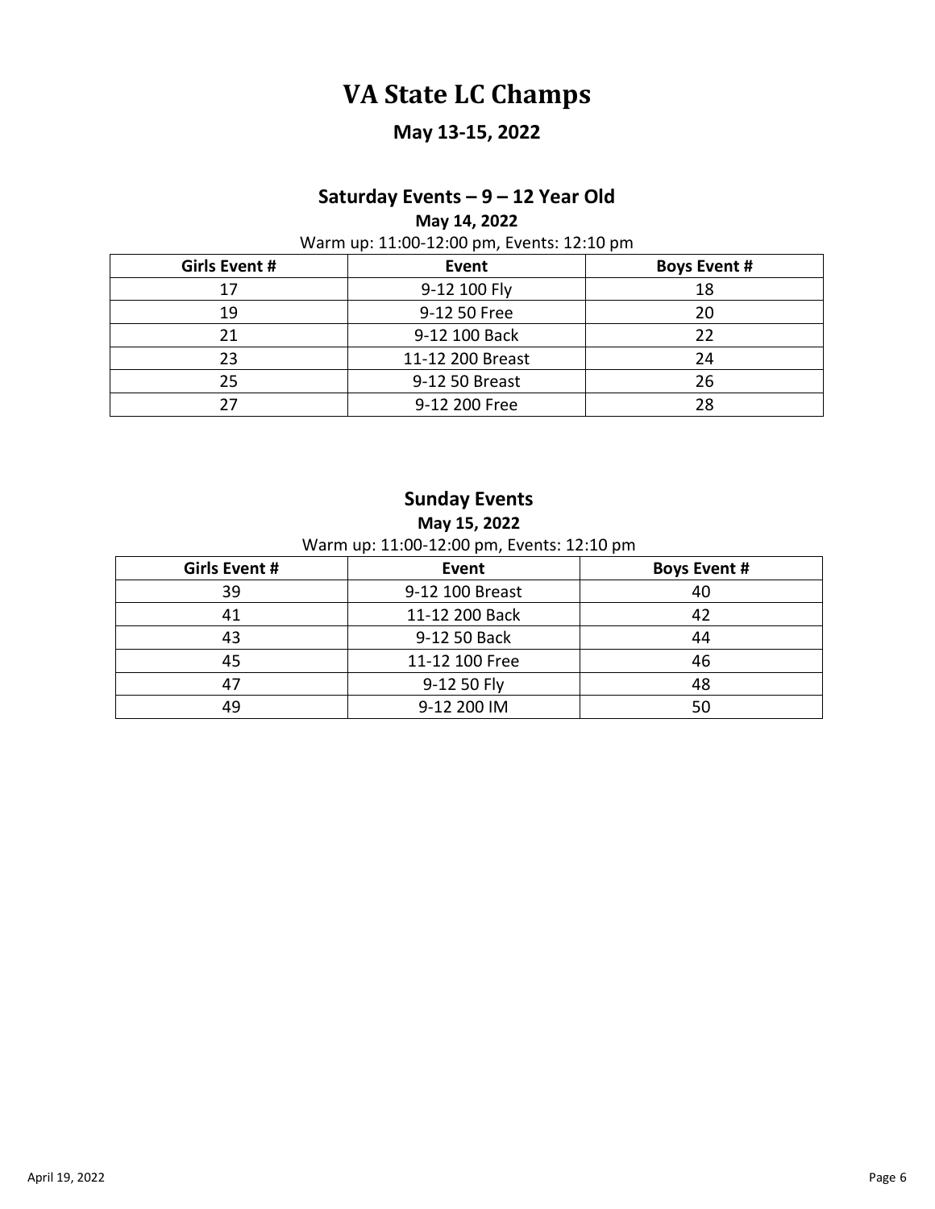# VA State LC Champs

## May 13-15, 2022

### Saturday Events – 9 – 12 Year Old

**May 14, 2022**

Warm up: 11:00-12:00 pm, Events: 12:10 pm

| Girls Event # | Event | Boys Event # |
|---|---|---|
| 17 | 9-12 100 Fly | 18 |
| 19 | 9-12 50 Free | 20 |
| 21 | 9-12 100 Back | 22 |
| 23 | 11-12 200 Breast | 24 |
| 25 | 9-12 50 Breast | 26 |
| 27 | 9-12 200 Free | 28 |

### Sunday Events

**May 15, 2022**

Warm up: 11:00-12:00 pm, Events: 12:10 pm

| Girls Event # | Event | Boys Event # |
|---|---|---|
| 39 | 9-12 100 Breast | 40 |
| 41 | 11-12 200 Back | 42 |
| 43 | 9-12 50 Back | 44 |
| 45 | 11-12 100 Free | 46 |
| 47 | 9-12 50 Fly | 48 |
| 49 | 9-12 200 IM | 50 |